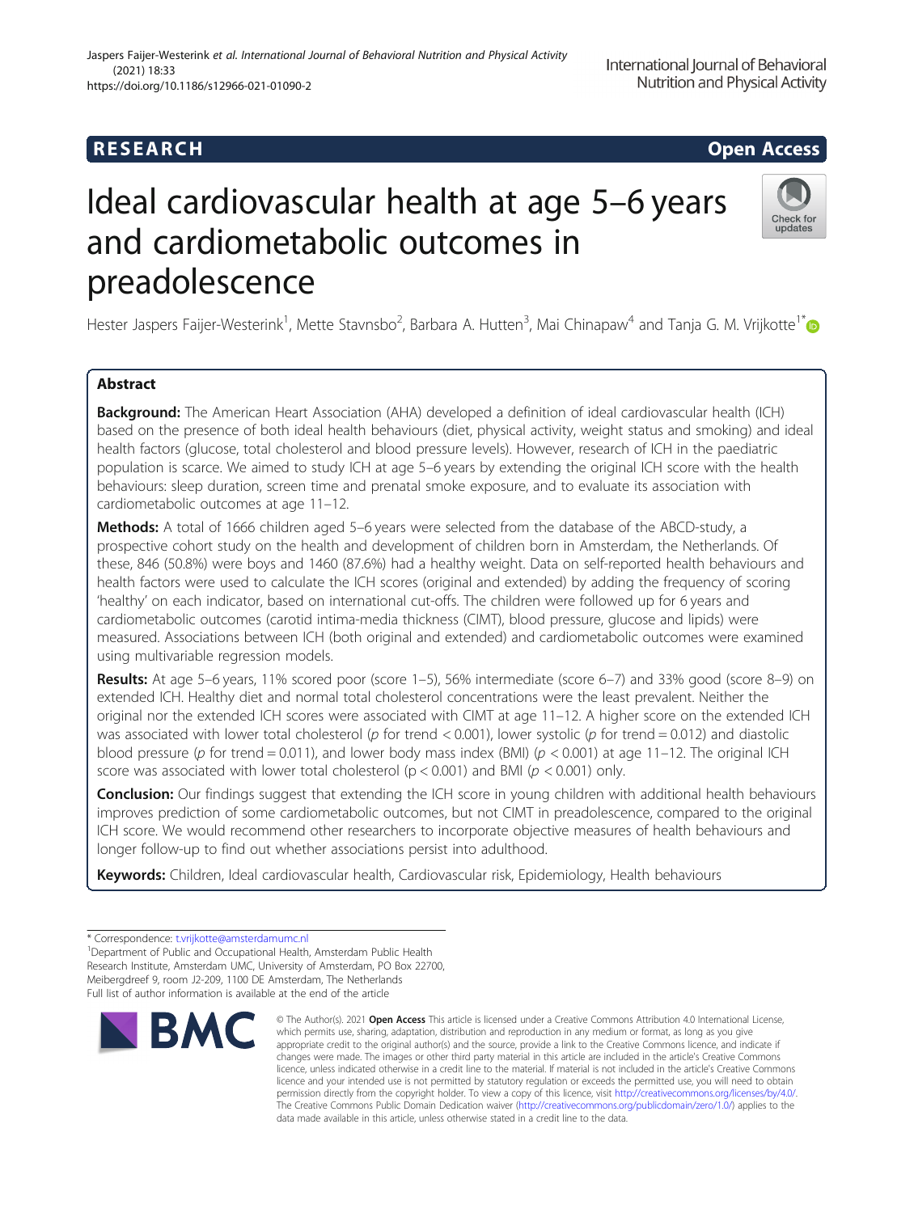RESEARCH | Open Access

# Ideal cardiovascular health at age 5–6 years and cardiometabolic outcomes in preadolescence

Hester Jaspers Faijer-Westerink[1], Mette Stavnsbo[2], Barbara A. Hutten[3], Mai Chinapaw[4] and Tanja G. M. Vrijkotte[1*]

## Abstract

**Background:** The American Heart Association (AHA) developed a definition of ideal cardiovascular health (ICH) based on the presence of both ideal health behaviours (diet, physical activity, weight status and smoking) and ideal health factors (glucose, total cholesterol and blood pressure levels). However, research of ICH in the paediatric population is scarce. We aimed to study ICH at age 5–6 years by extending the original ICH score with the health behaviours: sleep duration, screen time and prenatal smoke exposure, and to evaluate its association with cardiometabolic outcomes at age 11–12.

**Methods:** A total of 1666 children aged 5–6 years were selected from the database of the ABCD-study, a prospective cohort study on the health and development of children born in Amsterdam, the Netherlands. Of these, 846 (50.8%) were boys and 1460 (87.6%) had a healthy weight. Data on self-reported health behaviours and health factors were used to calculate the ICH scores (original and extended) by adding the frequency of scoring 'healthy' on each indicator, based on international cut-offs. The children were followed up for 6 years and cardiometabolic outcomes (carotid intima-media thickness (CIMT), blood pressure, glucose and lipids) were measured. Associations between ICH (both original and extended) and cardiometabolic outcomes were examined using multivariable regression models.

**Results:** At age 5–6 years, 11% scored poor (score 1–5), 56% intermediate (score 6–7) and 33% good (score 8–9) on extended ICH. Healthy diet and normal total cholesterol concentrations were the least prevalent. Neither the original nor the extended ICH scores were associated with CIMT at age 11–12. A higher score on the extended ICH was associated with lower total cholesterol ($p$ for trend $< 0.001$), lower systolic ($p$ for trend $= 0.012$) and diastolic blood pressure ($p$ for trend $= 0.011$), and lower body mass index (BMI) ($p < 0.001$) at age 11–12. The original ICH score was associated with lower total cholesterol ($p < 0.001$) and BMI ($p < 0.001$) only.

**Conclusion:** Our findings suggest that extending the ICH score in young children with additional health behaviours improves prediction of some cardiometabolic outcomes, but not CIMT in preadolescence, compared to the original ICH score. We would recommend other researchers to incorporate objective measures of health behaviours and longer follow-up to find out whether associations persist into adulthood.

**Keywords:** Children, Ideal cardiovascular health, Cardiovascular risk, Epidemiology, Health behaviours

---

\* Correspondence: t.vrijkotte@amsterdamumc.nl

[1]Department of Public and Occupational Health, Amsterdam Public Health Research Institute, Amsterdam UMC, University of Amsterdam, PO Box 22700, Meibergdreef 9, room J2-209, 1100 DE Amsterdam, The Netherlands

Full list of author information is available at the end of the article

© The Author(s). 2021 **Open Access** This article is licensed under a Creative Commons Attribution 4.0 International License, which permits use, sharing, adaptation, distribution and reproduction in any medium or format, as long as you give appropriate credit to the original author(s) and the source, provide a link to the Creative Commons licence, and indicate if changes were made. The images or other third party material in this article are included in the article's Creative Commons licence, unless indicated otherwise in a credit line to the material. If material is not included in the article's Creative Commons licence and your intended use is not permitted by statutory regulation or exceeds the permitted use, you will need to obtain permission directly from the copyright holder. To view a copy of this licence, visit http://creativecommons.org/licenses/by/4.0/. The Creative Commons Public Domain Dedication waiver (http://creativecommons.org/publicdomain/zero/1.0/) applies to the data made available in this article, unless otherwise stated in a credit line to the data.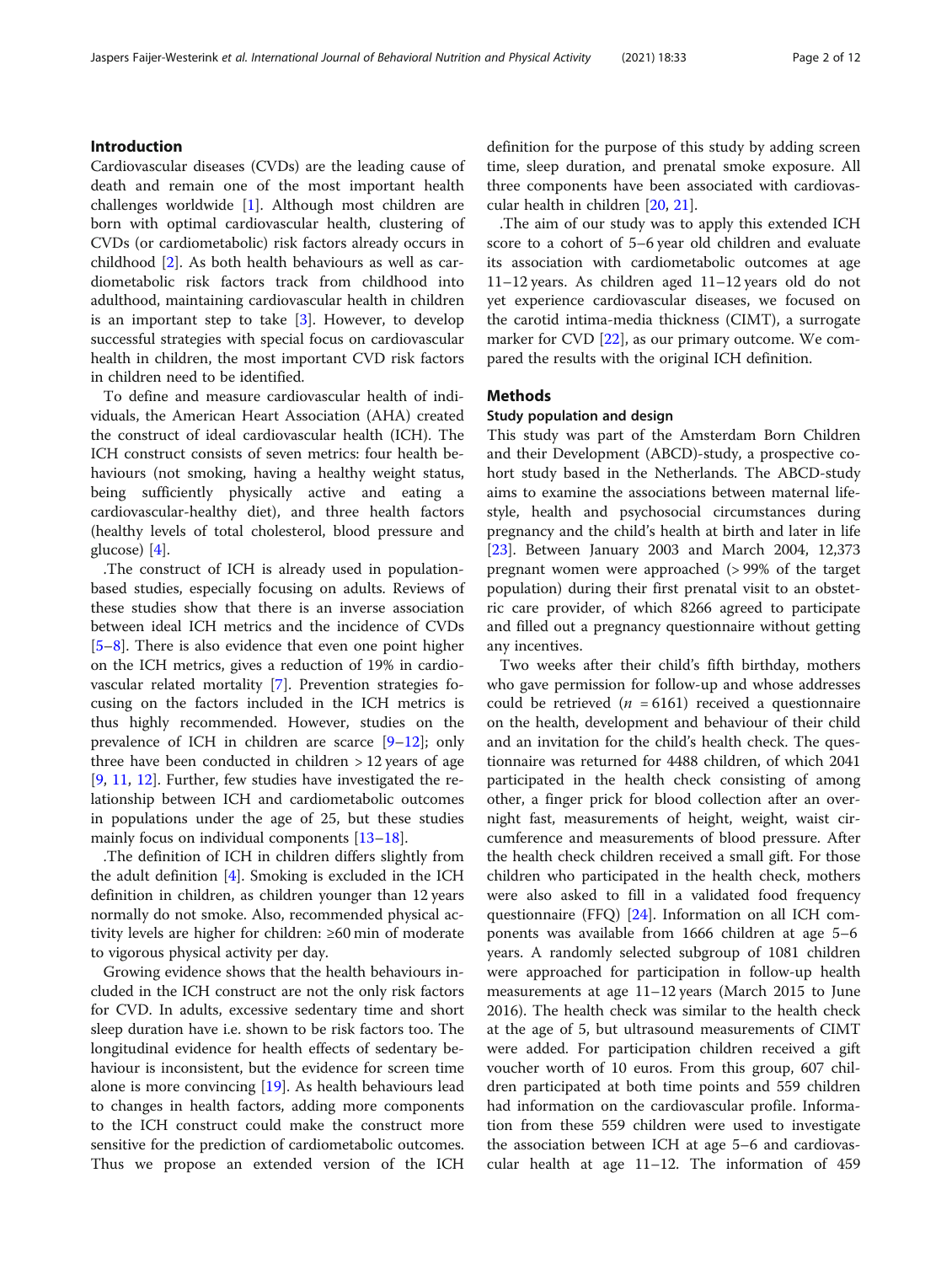## Introduction

Cardiovascular diseases (CVDs) are the leading cause of death and remain one of the most important health challenges worldwide [1]. Although most children are born with optimal cardiovascular health, clustering of CVDs (or cardiometabolic) risk factors already occurs in childhood [2]. As both health behaviours as well as cardiometabolic risk factors track from childhood into adulthood, maintaining cardiovascular health in children is an important step to take [3]. However, to develop successful strategies with special focus on cardiovascular health in children, the most important CVD risk factors in children need to be identified.

To define and measure cardiovascular health of individuals, the American Heart Association (AHA) created the construct of ideal cardiovascular health (ICH). The ICH construct consists of seven metrics: four health behaviours (not smoking, having a healthy weight status, being sufficiently physically active and eating a cardiovascular-healthy diet), and three health factors (healthy levels of total cholesterol, blood pressure and glucose) [4].

.The construct of ICH is already used in population-based studies, especially focusing on adults. Reviews of these studies show that there is an inverse association between ideal ICH metrics and the incidence of CVDs [5–8]. There is also evidence that even one point higher on the ICH metrics, gives a reduction of 19% in cardiovascular related mortality [7]. Prevention strategies focusing on the factors included in the ICH metrics is thus highly recommended. However, studies on the prevalence of ICH in children are scarce [9–12]; only three have been conducted in children > 12 years of age [9, 11, 12]. Further, few studies have investigated the relationship between ICH and cardiometabolic outcomes in populations under the age of 25, but these studies mainly focus on individual components [13–18].

.The definition of ICH in children differs slightly from the adult definition [4]. Smoking is excluded in the ICH definition in children, as children younger than 12 years normally do not smoke. Also, recommended physical activity levels are higher for children: ≥60 min of moderate to vigorous physical activity per day.

Growing evidence shows that the health behaviours included in the ICH construct are not the only risk factors for CVD. In adults, excessive sedentary time and short sleep duration have i.e. shown to be risk factors too. The longitudinal evidence for health effects of sedentary behaviour is inconsistent, but the evidence for screen time alone is more convincing [19]. As health behaviours lead to changes in health factors, adding more components to the ICH construct could make the construct more sensitive for the prediction of cardiometabolic outcomes. Thus we propose an extended version of the ICH definition for the purpose of this study by adding screen time, sleep duration, and prenatal smoke exposure. All three components have been associated with cardiovascular health in children [20, 21].

.The aim of our study was to apply this extended ICH score to a cohort of 5–6 year old children and evaluate its association with cardiometabolic outcomes at age 11–12 years. As children aged 11–12 years old do not yet experience cardiovascular diseases, we focused on the carotid intima-media thickness (CIMT), a surrogate marker for CVD [22], as our primary outcome. We compared the results with the original ICH definition.

## Methods

### Study population and design

This study was part of the Amsterdam Born Children and their Development (ABCD)-study, a prospective cohort study based in the Netherlands. The ABCD-study aims to examine the associations between maternal lifestyle, health and psychosocial circumstances during pregnancy and the child's health at birth and later in life [23]. Between January 2003 and March 2004, 12,373 pregnant women were approached (> 99% of the target population) during their first prenatal visit to an obstetric care provider, of which 8266 agreed to participate and filled out a pregnancy questionnaire without getting any incentives.

Two weeks after their child's fifth birthday, mothers who gave permission for follow-up and whose addresses could be retrieved ($n$ = 6161) received a questionnaire on the health, development and behaviour of their child and an invitation for the child's health check. The questionnaire was returned for 4488 children, of which 2041 participated in the health check consisting of among other, a finger prick for blood collection after an overnight fast, measurements of height, weight, waist circumference and measurements of blood pressure. After the health check children received a small gift. For those children who participated in the health check, mothers were also asked to fill in a validated food frequency questionnaire (FFQ) [24]. Information on all ICH components was available from 1666 children at age 5–6 years. A randomly selected subgroup of 1081 children were approached for participation in follow-up health measurements at age 11–12 years (March 2015 to June 2016). The health check was similar to the health check at the age of 5, but ultrasound measurements of CIMT were added. For participation children received a gift voucher worth of 10 euros. From this group, 607 children participated at both time points and 559 children had information on the cardiovascular profile. Information from these 559 children were used to investigate the association between ICH at age 5–6 and cardiovascular health at age 11–12. The information of 459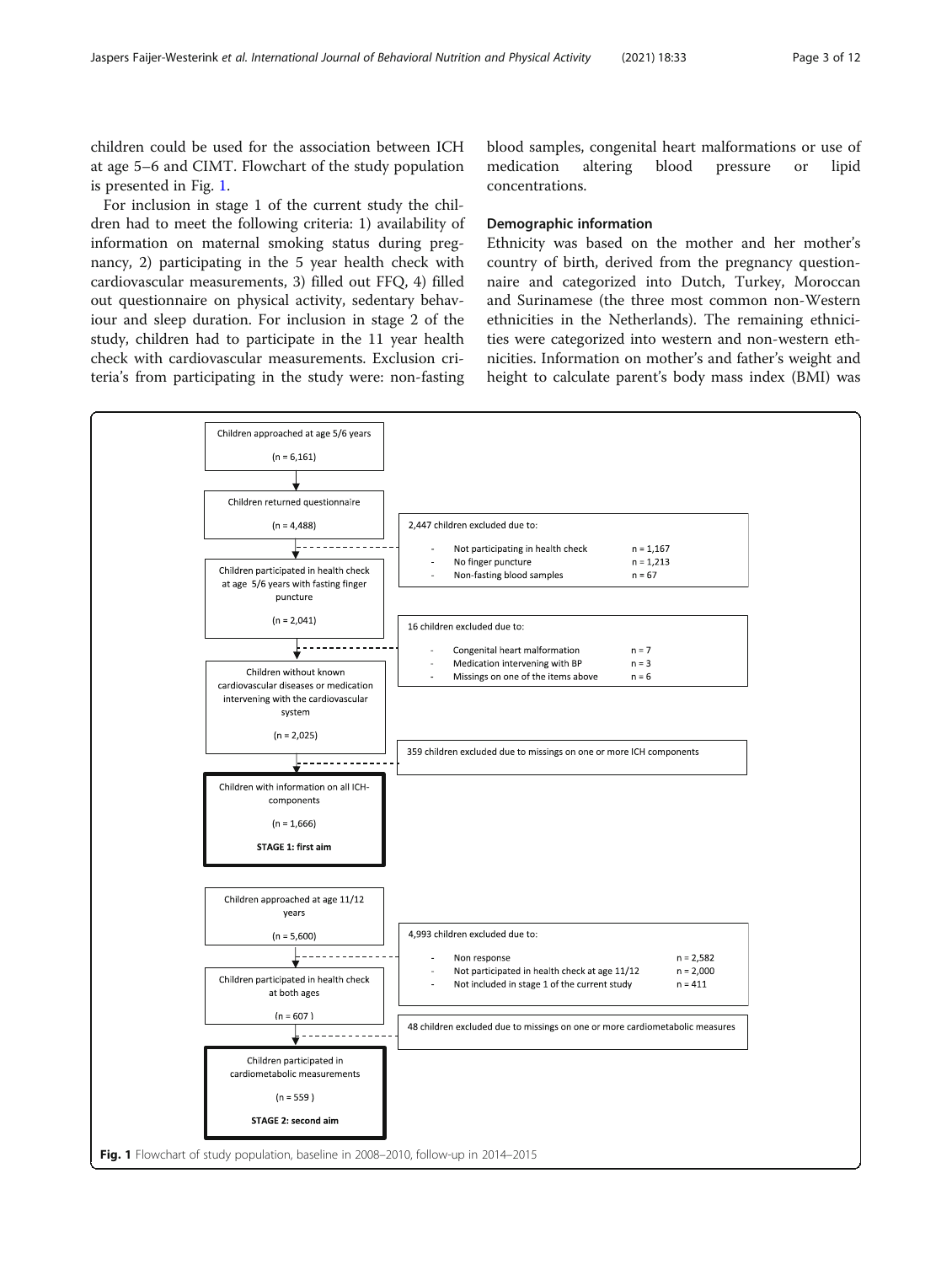children could be used for the association between ICH at age 5–6 and CIMT. Flowchart of the study population is presented in Fig. 1.

For inclusion in stage 1 of the current study the children had to meet the following criteria: 1) availability of information on maternal smoking status during pregnancy, 2) participating in the 5 year health check with cardiovascular measurements, 3) filled out FFQ, 4) filled out questionnaire on physical activity, sedentary behaviour and sleep duration. For inclusion in stage 2 of the study, children had to participate in the 11 year health check with cardiovascular measurements. Exclusion criteria's from participating in the study were: non-fasting blood samples, congenital heart malformations or use of medication altering blood pressure or lipid concentrations.

### Demographic information

Ethnicity was based on the mother and her mother's country of birth, derived from the pregnancy questionnaire and categorized into Dutch, Turkey, Moroccan and Surinamese (the three most common non-Western ethnicities in the Netherlands). The remaining ethnicities were categorized into western and non-western ethnicities. Information on mother's and father's weight and height to calculate parent's body mass index (BMI) was

Children approached at age 5/6 years (n = 6,161)

Children returned questionnaire (n = 4,488)

2,447 children excluded due to:
- Not participating in health check n = 1,167
- No finger puncture n = 1,213
- Non-fasting blood samples n = 67

Children participated in health check at age 5/6 years with fasting finger puncture (n = 2,041)

16 children excluded due to:
- Congenital heart malformation n = 7
- Medication intervening with BP n = 3
- Missings on one of the items above n = 6

Children without known cardiovascular diseases or medication intervening with the cardiovascular system (n = 2,025)

359 children excluded due to missings on one or more ICH components

Children with information on all ICH-components (n = 1,666)

**STAGE 1: first aim**

Children approached at age 11/12 years (n = 5,600)

4,993 children excluded due to:
- Non response n = 2,582
- Not participated in health check at age 11/12 n = 2,000
- Not included in stage 1 of the current study n = 411

Children participated in health check at both ages (n = 607)

48 children excluded due to missings on one or more cardiometabolic measures

Children participated in cardiometabolic measurements (n = 559)

**STAGE 2: second aim**

**Fig. 1** Flowchart of study population, baseline in 2008–2010, follow-up in 2014–2015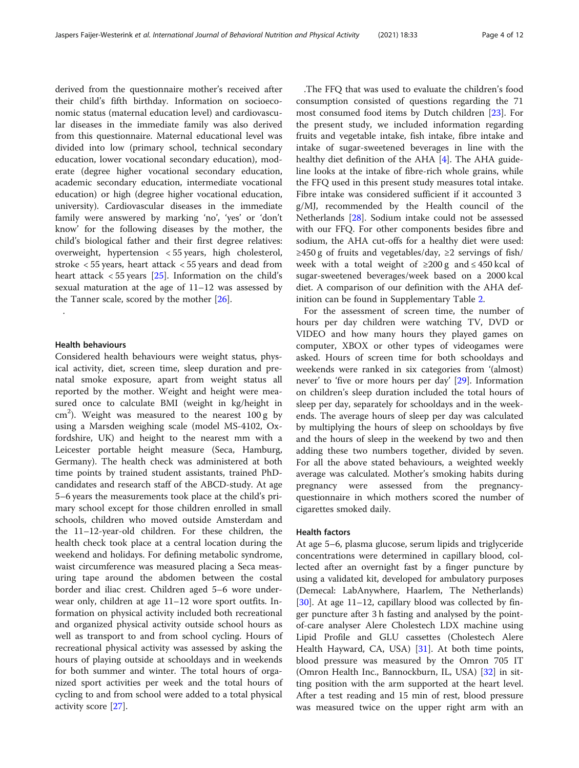derived from the questionnaire mother's received after their child's fifth birthday. Information on socioeconomic status (maternal education level) and cardiovascular diseases in the immediate family was also derived from this questionnaire. Maternal educational level was divided into low (primary school, technical secondary education, lower vocational secondary education), moderate (degree higher vocational secondary education, academic secondary education, intermediate vocational education) or high (degree higher vocational education, university). Cardiovascular diseases in the immediate family were answered by marking 'no', 'yes' or 'don't know' for the following diseases by the mother, the child's biological father and their first degree relatives: overweight, hypertension < 55 years, high cholesterol, stroke < 55 years, heart attack < 55 years and dead from heart attack < 55 years [25]. Information on the child's sexual maturation at the age of 11–12 was assessed by the Tanner scale, scored by the mother [26].

.

### Health behaviours

Considered health behaviours were weight status, physical activity, diet, screen time, sleep duration and prenatal smoke exposure, apart from weight status all reported by the mother. Weight and height were measured once to calculate BMI (weight in kg/height in cm$^2$). Weight was measured to the nearest 100 g by using a Marsden weighing scale (model MS-4102, Oxfordshire, UK) and height to the nearest mm with a Leicester portable height measure (Seca, Hamburg, Germany). The health check was administered at both time points by trained student assistants, trained PhD-candidates and research staff of the ABCD-study. At age 5–6 years the measurements took place at the child's primary school except for those children enrolled in small schools, children who moved outside Amsterdam and the 11–12-year-old children. For these children, the health check took place at a central location during the weekend and holidays. For defining metabolic syndrome, waist circumference was measured placing a Seca measuring tape around the abdomen between the costal border and iliac crest. Children aged 5–6 wore underwear only, children at age 11–12 wore sport outfits. Information on physical activity included both recreational and organized physical activity outside school hours as well as transport to and from school cycling. Hours of recreational physical activity was assessed by asking the hours of playing outside at schooldays and in weekends for both summer and winter. The total hours of organized sport activities per week and the total hours of cycling to and from school were added to a total physical activity score [27].

.The FFQ that was used to evaluate the children's food consumption consisted of questions regarding the 71 most consumed food items by Dutch children [23]. For the present study, we included information regarding fruits and vegetable intake, fish intake, fibre intake and intake of sugar-sweetened beverages in line with the healthy diet definition of the AHA [4]. The AHA guideline looks at the intake of fibre-rich whole grains, while the FFQ used in this present study measures total intake. Fibre intake was considered sufficient if it accounted 3 g/MJ, recommended by the Health council of the Netherlands [28]. Sodium intake could not be assessed with our FFQ. For other components besides fibre and sodium, the AHA cut-offs for a healthy diet were used: ≥450 g of fruits and vegetables/day, ≥2 servings of fish/week with a total weight of ≥200 g and ≤ 450 kcal of sugar-sweetened beverages/week based on a 2000 kcal diet. A comparison of our definition with the AHA definition can be found in Supplementary Table 2.

For the assessment of screen time, the number of hours per day children were watching TV, DVD or VIDEO and how many hours they played games on computer, XBOX or other types of videogames were asked. Hours of screen time for both schooldays and weekends were ranked in six categories from '(almost) never' to 'five or more hours per day' [29]. Information on children's sleep duration included the total hours of sleep per day, separately for schooldays and in the weekends. The average hours of sleep per day was calculated by multiplying the hours of sleep on schooldays by five and the hours of sleep in the weekend by two and then adding these two numbers together, divided by seven. For all the above stated behaviours, a weighted weekly average was calculated. Mother's smoking habits during pregnancy were assessed from the pregnancy-questionnaire in which mothers scored the number of cigarettes smoked daily.

### Health factors

At age 5–6, plasma glucose, serum lipids and triglyceride concentrations were determined in capillary blood, collected after an overnight fast by a finger puncture by using a validated kit, developed for ambulatory purposes (Demecal: LabAnywhere, Haarlem, The Netherlands) [30]. At age 11–12, capillary blood was collected by finger puncture after 3 h fasting and analysed by the point-of-care analyser Alere Cholestech LDX machine using Lipid Profile and GLU cassettes (Cholestech Alere Health Hayward, CA, USA) [31]. At both time points, blood pressure was measured by the Omron 705 IT (Omron Health Inc., Bannockburn, IL, USA) [32] in sitting position with the arm supported at the heart level. After a test reading and 15 min of rest, blood pressure was measured twice on the upper right arm with an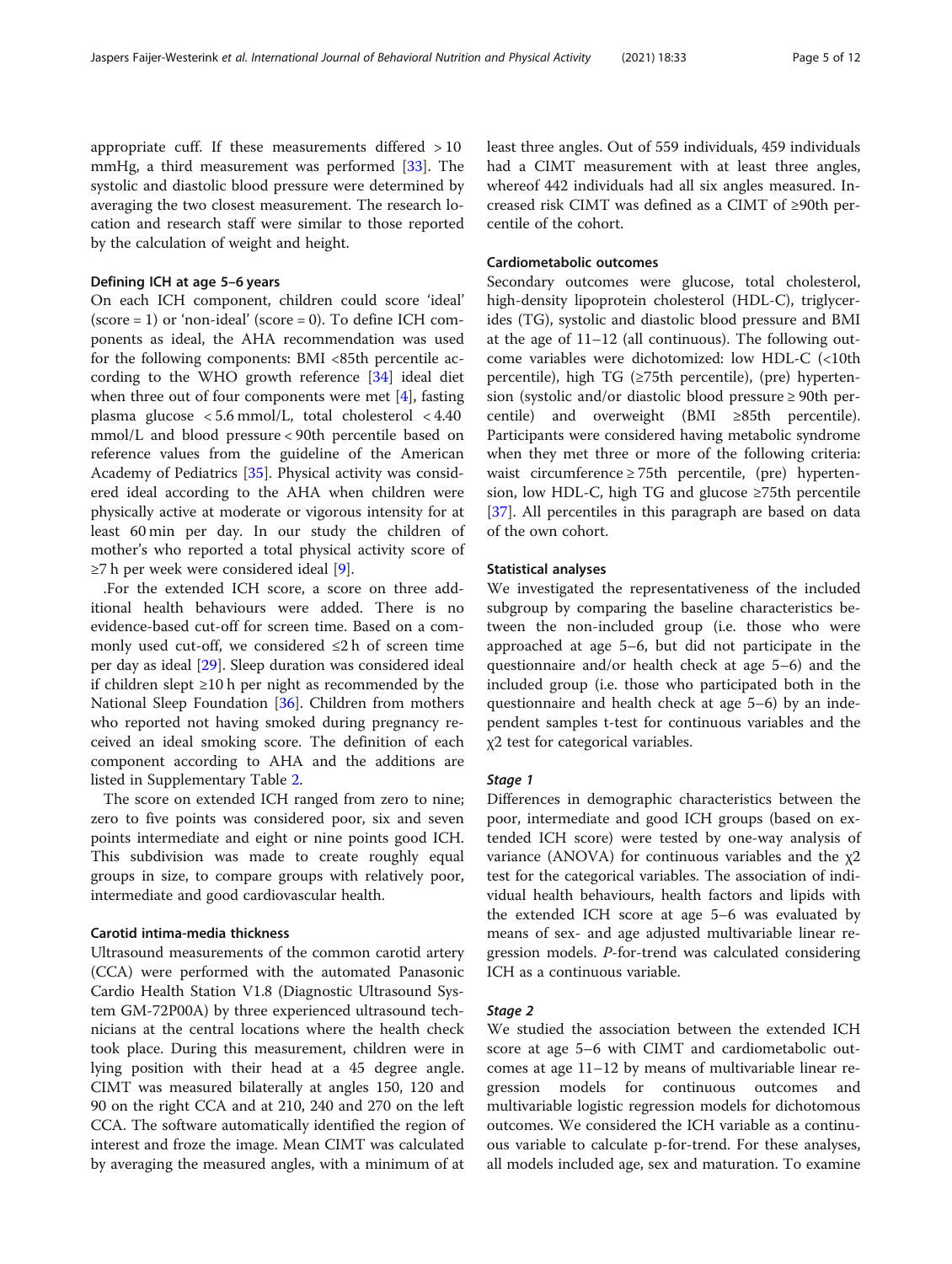appropriate cuff. If these measurements differed > 10 mmHg, a third measurement was performed [33]. The systolic and diastolic blood pressure were determined by averaging the two closest measurement. The research location and research staff were similar to those reported by the calculation of weight and height.

#### Defining ICH at age 5–6 years

On each ICH component, children could score 'ideal' (score = 1) or 'non-ideal' (score = 0). To define ICH components as ideal, the AHA recommendation was used for the following components: BMI <85th percentile according to the WHO growth reference [34] ideal diet when three out of four components were met [4], fasting plasma glucose < 5.6 mmol/L, total cholesterol < 4.40 mmol/L and blood pressure < 90th percentile based on reference values from the guideline of the American Academy of Pediatrics [35]. Physical activity was considered ideal according to the AHA when children were physically active at moderate or vigorous intensity for at least 60 min per day. In our study the children of mother's who reported a total physical activity score of ≥7 h per week were considered ideal [9].

.For the extended ICH score, a score on three additional health behaviours were added. There is no evidence-based cut-off for screen time. Based on a commonly used cut-off, we considered ≤2 h of screen time per day as ideal [29]. Sleep duration was considered ideal if children slept ≥10 h per night as recommended by the National Sleep Foundation [36]. Children from mothers who reported not having smoked during pregnancy received an ideal smoking score. The definition of each component according to AHA and the additions are listed in Supplementary Table 2.

The score on extended ICH ranged from zero to nine; zero to five points was considered poor, six and seven points intermediate and eight or nine points good ICH. This subdivision was made to create roughly equal groups in size, to compare groups with relatively poor, intermediate and good cardiovascular health.

#### Carotid intima-media thickness

Ultrasound measurements of the common carotid artery (CCA) were performed with the automated Panasonic Cardio Health Station V1.8 (Diagnostic Ultrasound System GM-72P00A) by three experienced ultrasound technicians at the central locations where the health check took place. During this measurement, children were in lying position with their head at a 45 degree angle. CIMT was measured bilaterally at angles 150, 120 and 90 on the right CCA and at 210, 240 and 270 on the left CCA. The software automatically identified the region of interest and froze the image. Mean CIMT was calculated by averaging the measured angles, with a minimum of at least three angles. Out of 559 individuals, 459 individuals had a CIMT measurement with at least three angles, whereof 442 individuals had all six angles measured. Increased risk CIMT was defined as a CIMT of ≥90th percentile of the cohort.

#### Cardiometabolic outcomes

Secondary outcomes were glucose, total cholesterol, high-density lipoprotein cholesterol (HDL-C), triglycerides (TG), systolic and diastolic blood pressure and BMI at the age of 11–12 (all continuous). The following outcome variables were dichotomized: low HDL-C (<10th percentile), high TG (≥75th percentile), (pre) hypertension (systolic and/or diastolic blood pressure ≥ 90th percentile) and overweight (BMI ≥85th percentile). Participants were considered having metabolic syndrome when they met three or more of the following criteria: waist circumference ≥ 75th percentile, (pre) hypertension, low HDL-C, high TG and glucose ≥75th percentile [37]. All percentiles in this paragraph are based on data of the own cohort.

#### Statistical analyses

We investigated the representativeness of the included subgroup by comparing the baseline characteristics between the non-included group (i.e. those who were approached at age 5–6, but did not participate in the questionnaire and/or health check at age 5–6) and the included group (i.e. those who participated both in the questionnaire and health check at age 5–6) by an independent samples t-test for continuous variables and the $\chi^2$ test for categorical variables.

##### *Stage 1*

Differences in demographic characteristics between the poor, intermediate and good ICH groups (based on extended ICH score) were tested by one-way analysis of variance (ANOVA) for continuous variables and the $\chi^2$ test for the categorical variables. The association of individual health behaviours, health factors and lipids with the extended ICH score at age 5–6 was evaluated by means of sex- and age adjusted multivariable linear regression models. *P*-for-trend was calculated considering ICH as a continuous variable.

##### *Stage 2*

We studied the association between the extended ICH score at age 5–6 with CIMT and cardiometabolic outcomes at age 11–12 by means of multivariable linear regression models for continuous outcomes and multivariable logistic regression models for dichotomous outcomes. We considered the ICH variable as a continuous variable to calculate p-for-trend. For these analyses, all models included age, sex and maturation. To examine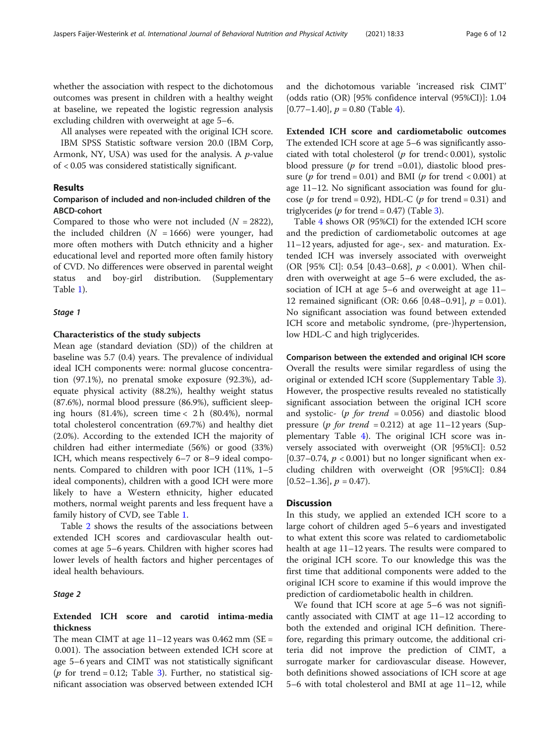whether the association with respect to the dichotomous outcomes was present in children with a healthy weight at baseline, we repeated the logistic regression analysis excluding children with overweight at age 5–6.

All analyses were repeated with the original ICH score. IBM SPSS Statistic software version 20.0 (IBM Corp, Armonk, NY, USA) was used for the analysis. A $p$-value of < 0.05 was considered statistically significant.

## Results

### Comparison of included and non-included children of the ABCD-cohort

Compared to those who were not included ($N$ = 2822), the included children ($N$ = 1666) were younger, had more often mothers with Dutch ethnicity and a higher educational level and reported more often family history of CVD. No differences were observed in parental weight status and boy-girl distribution. (Supplementary Table 1).

### *Stage 1*

#### Characteristics of the study subjects

Mean age (standard deviation (SD)) of the children at baseline was 5.7 (0.4) years. The prevalence of individual ideal ICH components were: normal glucose concentration (97.1%), no prenatal smoke exposure (92.3%), adequate physical activity (88.2%), healthy weight status (87.6%), normal blood pressure (86.9%), sufficient sleeping hours (81.4%), screen time < 2 h (80.4%), normal total cholesterol concentration (69.7%) and healthy diet (2.0%). According to the extended ICH the majority of children had either intermediate (56%) or good (33%) ICH, which means respectively 6–7 or 8–9 ideal components. Compared to children with poor ICH (11%, 1–5 ideal components), children with a good ICH were more likely to have a Western ethnicity, higher educated mothers, normal weight parents and less frequent have a family history of CVD, see Table 1.

Table 2 shows the results of the associations between extended ICH scores and cardiovascular health outcomes at age 5–6 years. Children with higher scores had lower levels of health factors and higher percentages of ideal health behaviours.

### *Stage 2*

#### Extended ICH score and carotid intima-media thickness

The mean CIMT at age 11–12 years was 0.462 mm (SE = 0.001). The association between extended ICH score at age 5–6 years and CIMT was not statistically significant ($p$ for trend = 0.12; Table 3). Further, no statistical significant association was observed between extended ICH and the dichotomous variable 'increased risk CIMT' (odds ratio (OR) [95% confidence interval (95%CI)]: 1.04 [0.77–1.40], $p$ = 0.80 (Table 4).

#### Extended ICH score and cardiometabolic outcomes

The extended ICH score at age 5–6 was significantly associated with total cholesterol ($p$ for trend< 0.001), systolic blood pressure ($p$ for trend =0.01), diastolic blood pressure ($p$ for trend = 0.01) and BMI ($p$ for trend < 0.001) at age 11–12. No significant association was found for glucose ($p$ for trend = 0.92), HDL-C ($p$ for trend = 0.31) and triglycerides ($p$ for trend = 0.47) (Table 3).

Table 4 shows OR (95%CI) for the extended ICH score and the prediction of cardiometabolic outcomes at age 11–12 years, adjusted for age-, sex- and maturation. Extended ICH was inversely associated with overweight (OR [95% CI]: 0.54 [0.43–0.68], $p$ < 0.001). When children with overweight at age 5–6 were excluded, the association of ICH at age 5–6 and overweight at age 11–12 remained significant (OR: 0.66 [0.48–0.91], $p$ = 0.01). No significant association was found between extended ICH score and metabolic syndrome, (pre-)hypertension, low HDL-C and high triglycerides.

### Comparison between the extended and original ICH score

Overall the results were similar regardless of using the original or extended ICH score (Supplementary Table 3). However, the prospective results revealed no statistically significant association between the original ICH score and systolic- (*p for trend* = 0.056) and diastolic blood pressure (*p for trend* = 0.212) at age 11–12 years (Supplementary Table 4). The original ICH score was inversely associated with overweight (OR [95%CI]: 0.52 [0.37–0.74, $p$ < 0.001) but no longer significant when excluding children with overweight (OR [95%CI]: 0.84 [0.52–1.36], $p$ = 0.47).

## Discussion

In this study, we applied an extended ICH score to a large cohort of children aged 5–6 years and investigated to what extent this score was related to cardiometabolic health at age 11–12 years. The results were compared to the original ICH score. To our knowledge this was the first time that additional components were added to the original ICH score to examine if this would improve the prediction of cardiometabolic health in children.

We found that ICH score at age 5–6 was not significantly associated with CIMT at age 11–12 according to both the extended and original ICH definition. Therefore, regarding this primary outcome, the additional criteria did not improve the prediction of CIMT, a surrogate marker for cardiovascular disease. However, both definitions showed associations of ICH score at age 5–6 with total cholesterol and BMI at age 11–12, while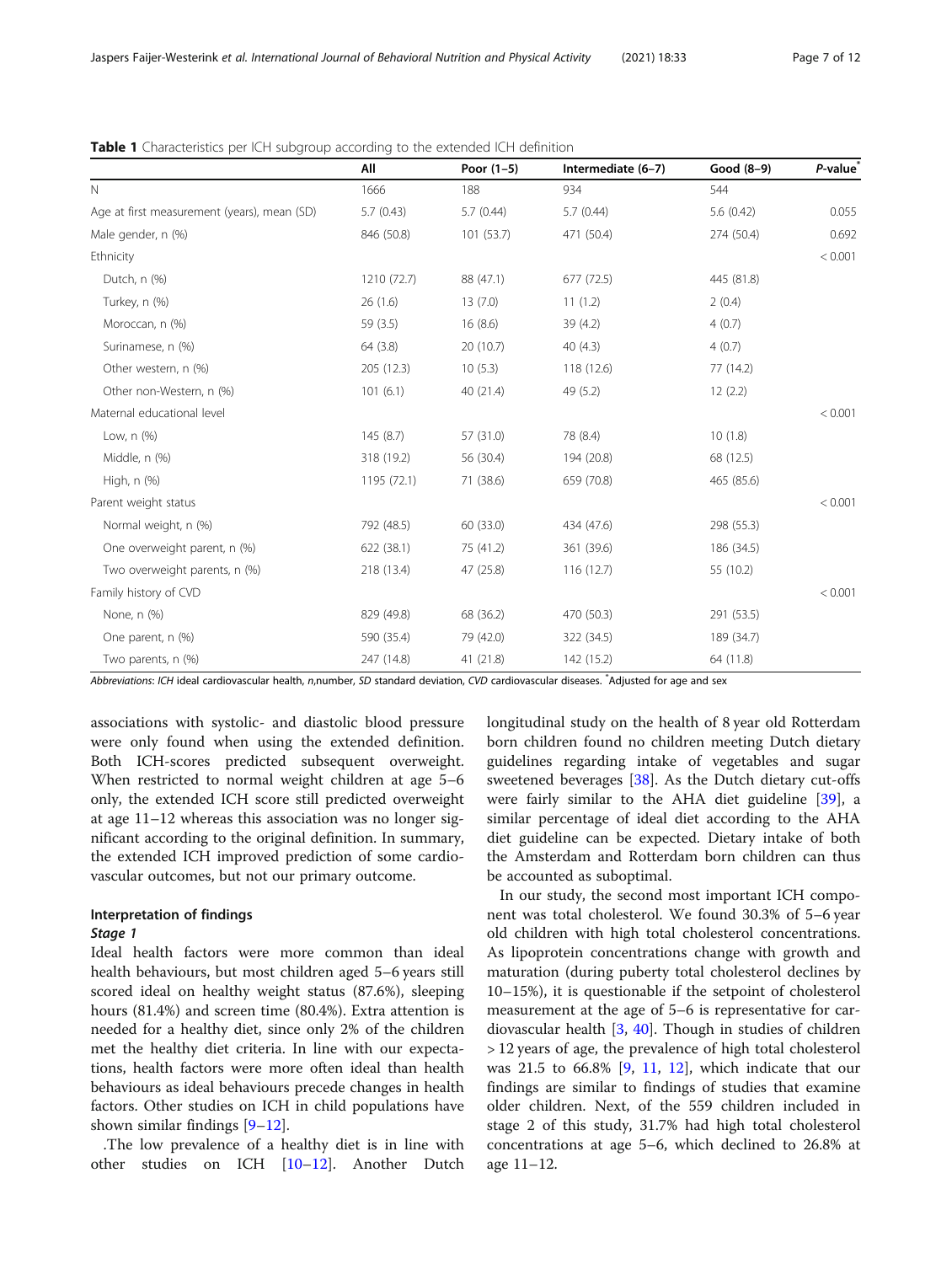**Table 1** Characteristics per ICH subgroup according to the extended ICH definition

| | All | Poor (1–5) | Intermediate (6–7) | Good (8–9) | *P*-value* |
|---|---|---|---|---|---|
| N | 1666 | 188 | 934 | 544 | |
| Age at first measurement (years), mean (SD) | 5.7 (0.43) | 5.7 (0.44) | 5.7 (0.44) | 5.6 (0.42) | 0.055 |
| Male gender, n (%) | 846 (50.8) | 101 (53.7) | 471 (50.4) | 274 (50.4) | 0.692 |
| Ethnicity | | | | | < 0.001 |
| Dutch, n (%) | 1210 (72.7) | 88 (47.1) | 677 (72.5) | 445 (81.8) | |
| Turkey, n (%) | 26 (1.6) | 13 (7.0) | 11 (1.2) | 2 (0.4) | |
| Moroccan, n (%) | 59 (3.5) | 16 (8.6) | 39 (4.2) | 4 (0.7) | |
| Surinamese, n (%) | 64 (3.8) | 20 (10.7) | 40 (4.3) | 4 (0.7) | |
| Other western, n (%) | 205 (12.3) | 10 (5.3) | 118 (12.6) | 77 (14.2) | |
| Other non-Western, n (%) | 101 (6.1) | 40 (21.4) | 49 (5.2) | 12 (2.2) | |
| Maternal educational level | | | | | < 0.001 |
| Low, n (%) | 145 (8.7) | 57 (31.0) | 78 (8.4) | 10 (1.8) | |
| Middle, n (%) | 318 (19.2) | 56 (30.4) | 194 (20.8) | 68 (12.5) | |
| High, n (%) | 1195 (72.1) | 71 (38.6) | 659 (70.8) | 465 (85.6) | |
| Parent weight status | | | | | < 0.001 |
| Normal weight, n (%) | 792 (48.5) | 60 (33.0) | 434 (47.6) | 298 (55.3) | |
| One overweight parent, n (%) | 622 (38.1) | 75 (41.2) | 361 (39.6) | 186 (34.5) | |
| Two overweight parents, n (%) | 218 (13.4) | 47 (25.8) | 116 (12.7) | 55 (10.2) | |
| Family history of CVD | | | | | < 0.001 |
| None, n (%) | 829 (49.8) | 68 (36.2) | 470 (50.3) | 291 (53.5) | |
| One parent, n (%) | 590 (35.4) | 79 (42.0) | 322 (34.5) | 189 (34.7) | |
| Two parents, n (%) | 247 (14.8) | 41 (21.8) | 142 (15.2) | 64 (11.8) | |

*Abbreviations*: *ICH* ideal cardiovascular health, *n*,number, *SD* standard deviation, *CVD* cardiovascular diseases. *Adjusted for age and sex

associations with systolic- and diastolic blood pressure were only found when using the extended definition. Both ICH-scores predicted subsequent overweight. When restricted to normal weight children at age 5–6 only, the extended ICH score still predicted overweight at age 11–12 whereas this association was no longer significant according to the original definition. In summary, the extended ICH improved prediction of some cardiovascular outcomes, but not our primary outcome.

### Interpretation of findings

#### *Stage 1*

Ideal health factors were more common than ideal health behaviours, but most children aged 5–6 years still scored ideal on healthy weight status (87.6%), sleeping hours (81.4%) and screen time (80.4%). Extra attention is needed for a healthy diet, since only 2% of the children met the healthy diet criteria. In line with our expectations, health factors were more often ideal than health behaviours as ideal behaviours precede changes in health factors. Other studies on ICH in child populations have shown similar findings [9–12].

.The low prevalence of a healthy diet is in line with other studies on ICH [10–12]. Another Dutch longitudinal study on the health of 8 year old Rotterdam born children found no children meeting Dutch dietary guidelines regarding intake of vegetables and sugar sweetened beverages [38]. As the Dutch dietary cut-offs were fairly similar to the AHA diet guideline [39], a similar percentage of ideal diet according to the AHA diet guideline can be expected. Dietary intake of both the Amsterdam and Rotterdam born children can thus be accounted as suboptimal.

In our study, the second most important ICH component was total cholesterol. We found 30.3% of 5–6 year old children with high total cholesterol concentrations. As lipoprotein concentrations change with growth and maturation (during puberty total cholesterol declines by 10–15%), it is questionable if the setpoint of cholesterol measurement at the age of 5–6 is representative for cardiovascular health [3, 40]. Though in studies of children > 12 years of age, the prevalence of high total cholesterol was 21.5 to 66.8% [9, 11, 12], which indicate that our findings are similar to findings of studies that examine older children. Next, of the 559 children included in stage 2 of this study, 31.7% had high total cholesterol concentrations at age 5–6, which declined to 26.8% at age 11–12.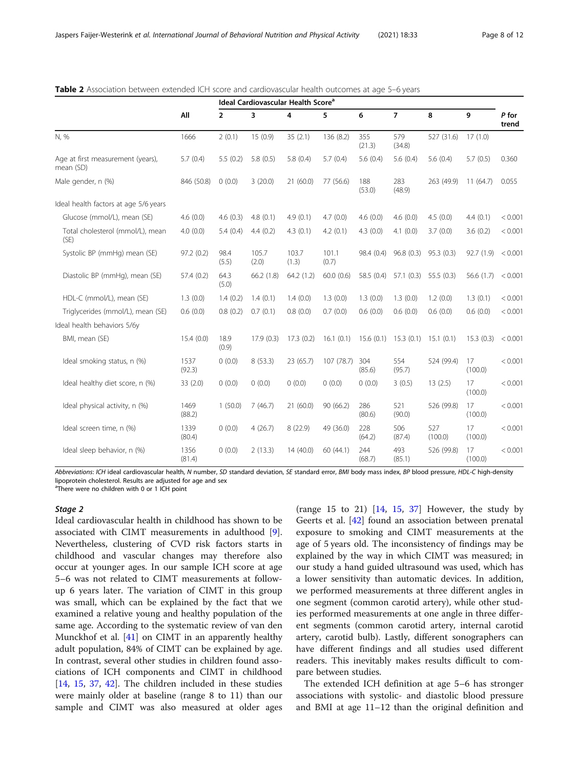**Table 2** Association between extended ICH score and cardiovascular health outcomes at age 5–6 years

| | All | Ideal Cardiovascular Health Score[a] | | | | | | | | P for trend |
|---|---|---|---|---|---|---|---|---|---|---|
| | | 2 | 3 | 4 | 5 | 6 | 7 | 8 | 9 | |
| N, % | 1666 | 2 (0.1) | 15 (0.9) | 35 (2.1) | 136 (8.2) | 355 (21.3) | 579 (34.8) | 527 (31.6) | 17 (1.0) | |
| Age at first measurement (years), mean (SD) | 5.7 (0.4) | 5.5 (0.2) | 5.8 (0.5) | 5.8 (0.4) | 5.7 (0.4) | 5.6 (0.4) | 5.6 (0.4) | 5.6 (0.4) | 5.7 (0.5) | 0.360 |
| Male gender, n (%) | 846 (50.8) | 0 (0.0) | 3 (20.0) | 21 (60.0) | 77 (56.6) | 188 (53.0) | 283 (48.9) | 263 (49.9) | 11 (64.7) | 0.055 |
| Ideal health factors at age 5/6 years | | | | | | | | | | |
| Glucose (mmol/L), mean (SE) | 4.6 (0.0) | 4.6 (0.3) | 4.8 (0.1) | 4.9 (0.1) | 4.7 (0.0) | 4.6 (0.0) | 4.6 (0.0) | 4.5 (0.0) | 4.4 (0.1) | < 0.001 |
| Total cholesterol (mmol/L), mean (SE) | 4.0 (0.0) | 5.4 (0.4) | 4.4 (0.2) | 4.3 (0.1) | 4.2 (0.1) | 4.3 (0.0) | 4.1 (0.0) | 3.7 (0.0) | 3.6 (0.2) | < 0.001 |
| Systolic BP (mmHg) mean (SE) | 97.2 (0.2) | 98.4 (5.5) | 105.7 (2.0) | 103.7 (1.3) | 101.1 (0.7) | 98.4 (0.4) | 96.8 (0.3) | 95.3 (0.3) | 92.7 (1.9) | < 0.001 |
| Diastolic BP (mmHg), mean (SE) | 57.4 (0.2) | 64.3 (5.0) | 66.2 (1.8) | 64.2 (1.2) | 60.0 (0.6) | 58.5 (0.4) | 57.1 (0.3) | 55.5 (0.3) | 56.6 (1.7) | < 0.001 |
| HDL-C (mmol/L), mean (SE) | 1.3 (0.0) | 1.4 (0.2) | 1.4 (0.1) | 1.4 (0.0) | 1.3 (0.0) | 1.3 (0.0) | 1.3 (0.0) | 1.2 (0.0) | 1.3 (0.1) | < 0.001 |
| Triglycerides (mmol/L), mean (SE) | 0.6 (0.0) | 0.8 (0.2) | 0.7 (0.1) | 0.8 (0.0) | 0.7 (0.0) | 0.6 (0.0) | 0.6 (0.0) | 0.6 (0.0) | 0.6 (0.0) | < 0.001 |
| Ideal health behaviors 5/6y | | | | | | | | | | |
| BMI, mean (SE) | 15.4 (0.0) | 18.9 (0.9) | 17.9 (0.3) | 17.3 (0.2) | 16.1 (0.1) | 15.6 (0.1) | 15.3 (0.1) | 15.1 (0.1) | 15.3 (0.3) | < 0.001 |
| Ideal smoking status, n (%) | 1537 (92.3) | 0 (0.0) | 8 (53.3) | 23 (65.7) | 107 (78.7) | 304 (85.6) | 554 (95.7) | 524 (99.4) | 17 (100.0) | < 0.001 |
| Ideal healthy diet score, n (%) | 33 (2.0) | 0 (0.0) | 0 (0.0) | 0 (0.0) | 0 (0.0) | 0 (0.0) | 3 (0.5) | 13 (2.5) | 17 (100.0) | < 0.001 |
| Ideal physical activity, n (%) | 1469 (88.2) | 1 (50.0) | 7 (46.7) | 21 (60.0) | 90 (66.2) | 286 (80.6) | 521 (90.0) | 526 (99.8) | 17 (100.0) | < 0.001 |
| Ideal screen time, n (%) | 1339 (80.4) | 0 (0.0) | 4 (26.7) | 8 (22.9) | 49 (36.0) | 228 (64.2) | 506 (87.4) | 527 (100.0) | 17 (100.0) | < 0.001 |
| Ideal sleep behavior, n (%) | 1356 (81.4) | 0 (0.0) | 2 (13.3) | 14 (40.0) | 60 (44.1) | 244 (68.7) | 493 (85.1) | 526 (99.8) | 17 (100.0) | < 0.001 |

*Abbreviations*: *ICH* ideal cardiovascular health, *N* number, *SD* standard deviation, *SE* standard error, *BMI* body mass index, *BP* blood pressure, *HDL-C* high-density lipoprotein cholesterol. Results are adjusted for age and sex

[a]There were no children with 0 or 1 ICH point

### Stage 2

Ideal cardiovascular health in childhood has shown to be associated with CIMT measurements in adulthood [9]. Nevertheless, clustering of CVD risk factors starts in childhood and vascular changes may therefore also occur at younger ages. In our sample ICH score at age 5–6 was not related to CIMT measurements at follow-up 6 years later. The variation of CIMT in this group was small, which can be explained by the fact that we examined a relative young and healthy population of the same age. According to the systematic review of van den Munckhof et al. [41] on CIMT in an apparently healthy adult population, 84% of CIMT can be explained by age. In contrast, several other studies in children found associations of ICH components and CIMT in childhood [14, 15, 37, 42]. The children included in these studies were mainly older at baseline (range 8 to 11) than our sample and CIMT was also measured at older ages (range 15 to 21) [14, 15, 37] However, the study by Geerts et al. [42] found an association between prenatal exposure to smoking and CIMT measurements at the age of 5 years old. The inconsistency of findings may be explained by the way in which CIMT was measured; in our study a hand guided ultrasound was used, which has a lower sensitivity than automatic devices. In addition, we performed measurements at three different angles in one segment (common carotid artery), while other studies performed measurements at one angle in three different segments (common carotid artery, internal carotid artery, carotid bulb). Lastly, different sonographers can have different findings and all studies used different readers. This inevitably makes results difficult to compare between studies.

The extended ICH definition at age 5–6 has stronger associations with systolic- and diastolic blood pressure and BMI at age 11–12 than the original definition and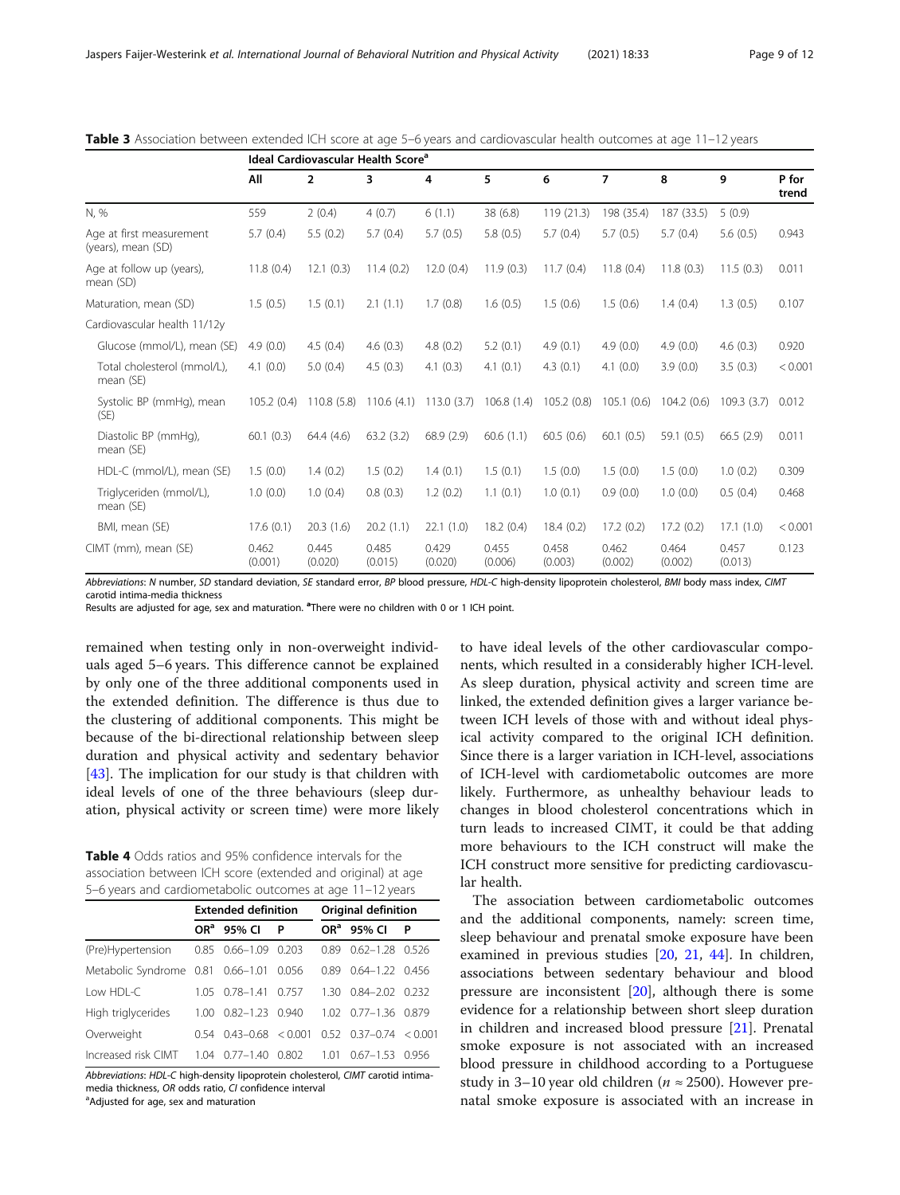**Table 3** Association between extended ICH score at age 5–6 years and cardiovascular health outcomes at age 11–12 years

| | Ideal Cardiovascular Health Score[a] | | | | | | | | | |
|---|---|---|---|---|---|---|---|---|---|---|
| | All | 2 | 3 | 4 | 5 | 6 | 7 | 8 | 9 | P for trend |
| N, % | 559 | 2 (0.4) | 4 (0.7) | 6 (1.1) | 38 (6.8) | 119 (21.3) | 198 (35.4) | 187 (33.5) | 5 (0.9) | |
| Age at first measurement (years), mean (SD) | 5.7 (0.4) | 5.5 (0.2) | 5.7 (0.4) | 5.7 (0.5) | 5.8 (0.5) | 5.7 (0.4) | 5.7 (0.5) | 5.7 (0.4) | 5.6 (0.5) | 0.943 |
| Age at follow up (years), mean (SD) | 11.8 (0.4) | 12.1 (0.3) | 11.4 (0.2) | 12.0 (0.4) | 11.9 (0.3) | 11.7 (0.4) | 11.8 (0.4) | 11.8 (0.3) | 11.5 (0.3) | 0.011 |
| Maturation, mean (SD) | 1.5 (0.5) | 1.5 (0.1) | 2.1 (1.1) | 1.7 (0.8) | 1.6 (0.5) | 1.5 (0.6) | 1.5 (0.6) | 1.4 (0.4) | 1.3 (0.5) | 0.107 |
| Cardiovascular health 11/12y | | | | | | | | | | |
| Glucose (mmol/L), mean (SE) | 4.9 (0.0) | 4.5 (0.4) | 4.6 (0.3) | 4.8 (0.2) | 5.2 (0.1) | 4.9 (0.1) | 4.9 (0.0) | 4.9 (0.0) | 4.6 (0.3) | 0.920 |
| Total cholesterol (mmol/L), mean (SE) | 4.1 (0.0) | 5.0 (0.4) | 4.5 (0.3) | 4.1 (0.3) | 4.1 (0.1) | 4.3 (0.1) | 4.1 (0.0) | 3.9 (0.0) | 3.5 (0.3) | < 0.001 |
| Systolic BP (mmHg), mean (SE) | 105.2 (0.4) | 110.8 (5.8) | 110.6 (4.1) | 113.0 (3.7) | 106.8 (1.4) | 105.2 (0.8) | 105.1 (0.6) | 104.2 (0.6) | 109.3 (3.7) | 0.012 |
| Diastolic BP (mmHg), mean (SE) | 60.1 (0.3) | 64.4 (4.6) | 63.2 (3.2) | 68.9 (2.9) | 60.6 (1.1) | 60.5 (0.6) | 60.1 (0.5) | 59.1 (0.5) | 66.5 (2.9) | 0.011 |
| HDL-C (mmol/L), mean (SE) | 1.5 (0.0) | 1.4 (0.2) | 1.5 (0.2) | 1.4 (0.1) | 1.5 (0.1) | 1.5 (0.0) | 1.5 (0.0) | 1.5 (0.0) | 1.0 (0.2) | 0.309 |
| Triglyceriden (mmol/L), mean (SE) | 1.0 (0.0) | 1.0 (0.4) | 0.8 (0.3) | 1.2 (0.2) | 1.1 (0.1) | 1.0 (0.1) | 0.9 (0.0) | 1.0 (0.0) | 0.5 (0.4) | 0.468 |
| BMI, mean (SE) | 17.6 (0.1) | 20.3 (1.6) | 20.2 (1.1) | 22.1 (1.0) | 18.2 (0.4) | 18.4 (0.2) | 17.2 (0.2) | 17.2 (0.2) | 17.1 (1.0) | < 0.001 |
| CIMT (mm), mean (SE) | 0.462 (0.001) | 0.445 (0.020) | 0.485 (0.015) | 0.429 (0.020) | 0.455 (0.006) | 0.458 (0.003) | 0.462 (0.002) | 0.464 (0.002) | 0.457 (0.013) | 0.123 |

*Abbreviations*: *N* number, *SD* standard deviation, *SE* standard error, *BP* blood pressure, *HDL-C* high-density lipoprotein cholesterol, *BMI* body mass index, *CIMT* carotid intima-media thickness
Results are adjusted for age, sex and maturation. [a]There were no children with 0 or 1 ICH point.

remained when testing only in non-overweight individuals aged 5–6 years. This difference cannot be explained by only one of the three additional components used in the extended definition. The difference is thus due to the clustering of additional components. This might be because of the bi-directional relationship between sleep duration and physical activity and sedentary behavior [43]. The implication for our study is that children with ideal levels of one of the three behaviours (sleep duration, physical activity or screen time) were more likely

**Table 4** Odds ratios and 95% confidence intervals for the association between ICH score (extended and original) at age 5–6 years and cardiometabolic outcomes at age 11–12 years

| | Extended definition | | | Original definition | | |
|---|---|---|---|---|---|---|
| | OR[a] | 95% CI | P | OR[a] | 95% CI | P |
| (Pre)Hypertension | 0.85 | 0.66–1.09 | 0.203 | 0.89 | 0.62–1.28 | 0.526 |
| Metabolic Syndrome | 0.81 | 0.66–1.01 | 0.056 | 0.89 | 0.64–1.22 | 0.456 |
| Low HDL-C | 1.05 | 0.78–1.41 | 0.757 | 1.30 | 0.84–2.02 | 0.232 |
| High triglycerides | 1.00 | 0.82–1.23 | 0.940 | 1.02 | 0.77–1.36 | 0.879 |
| Overweight | 0.54 | 0.43–0.68 | < 0.001 | 0.52 | 0.37–0.74 | < 0.001 |
| Increased risk CIMT | 1.04 | 0.77–1.40 | 0.802 | 1.01 | 0.67–1.53 | 0.956 |

*Abbreviations*: *HDL-C* high-density lipoprotein cholesterol, *CIMT* carotid intima-media thickness, *OR* odds ratio, *CI* confidence interval
[a]Adjusted for age, sex and maturation

to have ideal levels of the other cardiovascular components, which resulted in a considerably higher ICH-level. As sleep duration, physical activity and screen time are linked, the extended definition gives a larger variance between ICH levels of those with and without ideal physical activity compared to the original ICH definition. Since there is a larger variation in ICH-level, associations of ICH-level with cardiometabolic outcomes are more likely. Furthermore, as unhealthy behaviour leads to changes in blood cholesterol concentrations which in turn leads to increased CIMT, it could be that adding more behaviours to the ICH construct will make the ICH construct more sensitive for predicting cardiovascular health.

The association between cardiometabolic outcomes and the additional components, namely: screen time, sleep behaviour and prenatal smoke exposure have been examined in previous studies [20, 21, 44]. In children, associations between sedentary behaviour and blood pressure are inconsistent [20], although there is some evidence for a relationship between short sleep duration in children and increased blood pressure [21]. Prenatal smoke exposure is not associated with an increased blood pressure in childhood according to a Portuguese study in 3–10 year old children ($n \approx 2500$). However prenatal smoke exposure is associated with an increase in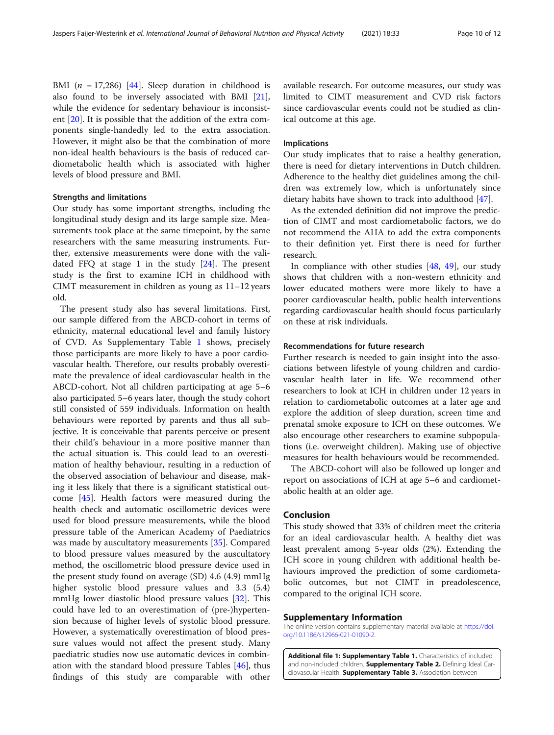BMI ($n$ = 17,286) [44]. Sleep duration in childhood is also found to be inversely associated with BMI [21], while the evidence for sedentary behaviour is inconsistent [20]. It is possible that the addition of the extra components single-handedly led to the extra association. However, it might also be that the combination of more non-ideal health behaviours is the basis of reduced cardiometabolic health which is associated with higher levels of blood pressure and BMI.

### Strengths and limitations

Our study has some important strengths, including the longitudinal study design and its large sample size. Measurements took place at the same timepoint, by the same researchers with the same measuring instruments. Further, extensive measurements were done with the validated FFQ at stage 1 in the study [24]. The present study is the first to examine ICH in childhood with CIMT measurement in children as young as 11–12 years old.

The present study also has several limitations. First, our sample differed from the ABCD-cohort in terms of ethnicity, maternal educational level and family history of CVD. As Supplementary Table 1 shows, precisely those participants are more likely to have a poor cardiovascular health. Therefore, our results probably overestimate the prevalence of ideal cardiovascular health in the ABCD-cohort. Not all children participating at age 5–6 also participated 5–6 years later, though the study cohort still consisted of 559 individuals. Information on health behaviours were reported by parents and thus all subjective. It is conceivable that parents perceive or present their child's behaviour in a more positive manner than the actual situation is. This could lead to an overestimation of healthy behaviour, resulting in a reduction of the observed association of behaviour and disease, making it less likely that there is a significant statistical outcome [45]. Health factors were measured during the health check and automatic oscillometric devices were used for blood pressure measurements, while the blood pressure table of the American Academy of Paediatrics was made by auscultatory measurements [35]. Compared to blood pressure values measured by the auscultatory method, the oscillometric blood pressure device used in the present study found on average (SD) 4.6 (4.9) mmHg higher systolic blood pressure values and 3.3 (5.4) mmHg lower diastolic blood pressure values [32]. This could have led to an overestimation of (pre-)hypertension because of higher levels of systolic blood pressure. However, a systematically overestimation of blood pressure values would not affect the present study. Many paediatric studies now use automatic devices in combination with the standard blood pressure Tables [46], thus findings of this study are comparable with other available research. For outcome measures, our study was limited to CIMT measurement and CVD risk factors since cardiovascular events could not be studied as clinical outcome at this age.

### Implications

Our study implicates that to raise a healthy generation, there is need for dietary interventions in Dutch children. Adherence to the healthy diet guidelines among the children was extremely low, which is unfortunately since dietary habits have shown to track into adulthood [47].

As the extended definition did not improve the prediction of CIMT and most cardiometabolic factors, we do not recommend the AHA to add the extra components to their definition yet. First there is need for further research.

In compliance with other studies [48, 49], our study shows that children with a non-western ethnicity and lower educated mothers were more likely to have a poorer cardiovascular health, public health interventions regarding cardiovascular health should focus particularly on these at risk individuals.

### Recommendations for future research

Further research is needed to gain insight into the associations between lifestyle of young children and cardiovascular health later in life. We recommend other researchers to look at ICH in children under 12 years in relation to cardiometabolic outcomes at a later age and explore the addition of sleep duration, screen time and prenatal smoke exposure to ICH on these outcomes. We also encourage other researchers to examine subpopulations (i.e. overweight children). Making use of objective measures for health behaviours would be recommended.

The ABCD-cohort will also be followed up longer and report on associations of ICH at age 5–6 and cardiometabolic health at an older age.

## Conclusion

This study showed that 33% of children meet the criteria for an ideal cardiovascular health. A healthy diet was least prevalent among 5-year olds (2%). Extending the ICH score in young children with additional health behaviours improved the prediction of some cardiometabolic outcomes, but not CIMT in preadolescence, compared to the original ICH score.

## Supplementary Information

The online version contains supplementary material available at https://doi.org/10.1186/s12966-021-01090-2.

**Additional file 1: Supplementary Table 1.** Characteristics of included and non-included children. **Supplementary Table 2.** Defining Ideal Cardiovascular Health. **Supplementary Table 3.** Association between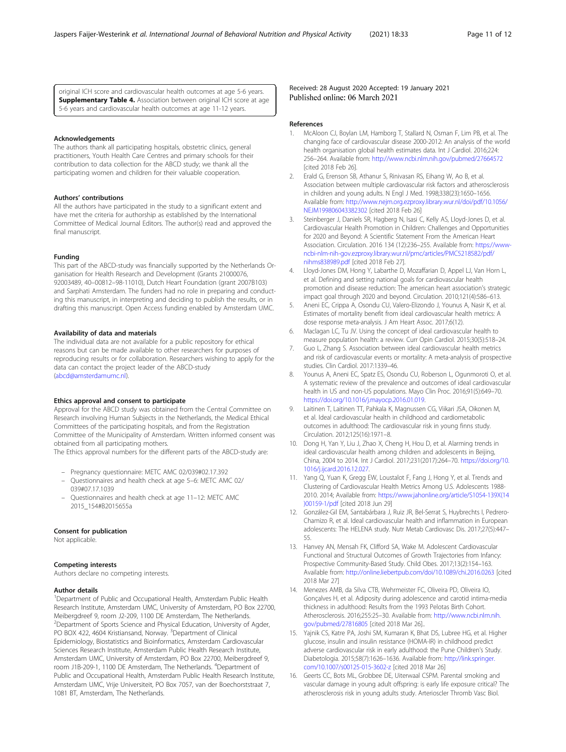original ICH score and cardiovascular health outcomes at age 5-6 years. **Supplementary Table 4.** Association between original ICH score at age 5-6 years and cardiovascular health outcomes at age 11-12 years.

### Acknowledgements

The authors thank all participating hospitals, obstetric clinics, general practitioners, Youth Health Care Centres and primary schools for their contribution to data collection for the ABCD study; we thank all the participating women and children for their valuable cooperation.

### Authors' contributions

All the authors have participated in the study to a significant extent and have met the criteria for authorship as established by the International Committee of Medical Journal Editors. The author(s) read and approved the final manuscript.

### Funding

This part of the ABCD-study was financially supported by the Netherlands Organisation for Health Research and Development (Grants 21000076, 92003489, 40–00812–98-11010), Dutch Heart Foundation (grant 2007B103) and Sarphati Amsterdam. The funders had no role in preparing and conducting this manuscript, in interpreting and deciding to publish the results, or in drafting this manuscript. Open Access funding enabled by Amsterdam UMC.

### Availability of data and materials

The individual data are not available for a public repository for ethical reasons but can be made available to other researchers for purposes of reproducing results or for collaboration. Researchers wishing to apply for the data can contact the project leader of the ABCD-study (abcd@amsterdamumc.nl).

### Ethics approval and consent to participate

Approval for the ABCD study was obtained from the Central Committee on Research involving Human Subjects in the Netherlands, the Medical Ethical Committees of the participating hospitals, and from the Registration Committee of the Municipality of Amsterdam. Written informed consent was obtained from all participating mothers.

The Ethics approval numbers for the different parts of the ABCD-study are:

- Pregnancy questionnaire: METC AMC 02/039#02.17.392
- Questionnaires and health check at age 5–6: METC AMC 02/039#07.17.1039
- Questionnaires and health check at age 11–12: METC AMC 2015_154#B2015655a

### Consent for publication

Not applicable.

### Competing interests

Authors declare no competing interests.

### Author details

[1]Department of Public and Occupational Health, Amsterdam Public Health Research Institute, Amsterdam UMC, University of Amsterdam, PO Box 22700, Meibergdreef 9, room J2-209, 1100 DE Amsterdam, The Netherlands. [2]Department of Sports Science and Physical Education, University of Agder, PO BOX 422, 4604 Kristiansand, Norway. [3]Department of Clinical Epidemiology, Biostatistics and Bioinformatics, Amsterdam Cardiovascular Sciences Research Institute, Amsterdam Public Health Research Institute, Amsterdam UMC, University of Amsterdam, PO Box 22700, Meibergdreef 9, room J1B-209-1, 1100 DE Amsterdam, The Netherlands. [4]Department of Public and Occupational Health, Amsterdam Public Health Research Institute, Amsterdam UMC, Vrije Universiteit, PO Box 7057, van der Boechorststraat 7, 1081 BT, Amsterdam, The Netherlands.

Received: 28 August 2020 Accepted: 19 January 2021
Published online: 06 March 2021

### References

1. McAloon CJ, Boylan LM, Hamborg T, Stallard N, Osman F, Lim PB, et al. The changing face of cardiovascular disease 2000-2012: An analysis of the world health organisation global health estimates data. Int J Cardiol. 2016;224: 256–264. Available from: http://www.ncbi.nlm.nih.gov/pubmed/27664572 [cited 2018 Feb 26].
2. Erald G, Erenson SB, Athanur S, Rinivasan RS, Eihang W, Ao B, et al. Association between multiple cardiovascular risk factors and atherosclerosis in children and young adults. N Engl J Med. 1998;338(23):1650–1656. Available from: http://www.nejm.org.ezproxy.library.wur.nl/doi/pdf/10.1056/NEJM199806043382302 [cited 2018 Feb 26]
3. Steinberger J, Daniels SR, Hagberg N, Isasi C, Kelly AS, Lloyd-Jones D, et al. Cardiovascular Health Promotion in Children: Challenges and Opportunities for 2020 and Beyond: A Scientific Statement From the American Heart Association. Circulation. 2016 134 (12):236–255. Available from: https://www-ncbi-nlm-nih-gov.ezproxy.library.wur.nl/pmc/articles/PMC5218582/pdf/nihms838989.pdf [cited 2018 Feb 27].
4. Lloyd-Jones DM, Hong Y, Labarthe D, Mozaffarian D, Appel LJ, Van Horn L, et al. Defining and setting national goals for cardiovascular health promotion and disease reduction: The american heart association's strategic impact goal through 2020 and beyond. Circulation. 2010;121(4):586–613.
5. Aneni EC, Crippa A, Osondu CU, Valero-Elizondo J, Younus A, Nasir K, et al. Estimates of mortality benefit from ideal cardiovascular health metrics: A dose response meta-analysis. J Am Heart Assoc. 2017;6(12).
6. Maclagan LC, Tu JV. Using the concept of ideal cardiovascular health to measure population health: a review. Curr Opin Cardiol. 2015;30(5):518–24.
7. Guo L, Zhang S. Association between ideal cardiovascular health metrics and risk of cardiovascular events or mortality: A meta-analysis of prospective studies. Clin Cardiol. 2017:1339–46.
8. Younus A, Aneni EC, Spatz ES, Osondu CU, Roberson L, Ogunmoroti O, et al. A systematic review of the prevalence and outcomes of ideal cardiovascular health in US and non-US populations. Mayo Clin Proc. 2016;91(5):649–70. https://doi.org/10.1016/j.mayocp.2016.01.019.
9. Laitinen T, Laitinen TT, Pahkala K, Magnussen CG, Viikari JSA, Oikonen M, et al. Ideal cardiovascular health in childhood and cardiometabolic outcomes in adulthood: The cardiovascular risk in young finns study. Circulation. 2012;125(16):1971–8.
10. Dong H, Yan Y, Liu J, Zhao X, Cheng H, Hou D, et al. Alarming trends in ideal cardiovascular health among children and adolescents in Beijing, China, 2004 to 2014. Int J Cardiol. 2017;231(2017):264–70. https://doi.org/10.1016/j.ijcard.2016.12.027.
11. Yang Q, Yuan K, Gregg EW, Loustalot F, Fang J, Hong Y, et al. Trends and Clustering of Cardiovascular Health Metrics Among U.S. Adolescents 1988-2010. 2014; Available from: https://www.jahonline.org/article/S1054-139X(14)00159-1/pdf [cited 2018 Jun 29]
12. González-Gil EM, Santabárbara J, Ruiz JR, Bel-Serrat S, Huybrechts I, Pedrero-Chamizo R, et al. Ideal cardiovascular health and inflammation in European adolescents: The HELENA study. Nutr Metab Cardiovasc Dis. 2017;27(5):447–55.
13. Hanvey AN, Mensah FK, Clifford SA, Wake M. Adolescent Cardiovascular Functional and Structural Outcomes of Growth Trajectories from Infancy: Prospective Community-Based Study. Child Obes. 2017;13(2):154–163. Available from: http://online.liebertpub.com/doi/10.1089/chi.2016.0263 [cited 2018 Mar 27]
14. Menezes AMB, da Silva CTB, Wehrmeister FC, Oliveira PD, Oliveira IO, Gonçalves H, et al. Adiposity during adolescence and carotid intima-media thickness in adulthood: Results from the 1993 Pelotas Birth Cohort. Atherosclerosis. 2016;255:25–30. Available from: http://www.ncbi.nlm.nih.gov/pubmed/27816805 [cited 2018 Mar 26]..
15. Yajnik CS, Katre PA, Joshi SM, Kumaran K, Bhat DS, Lubree HG, et al. Higher glucose, insulin and insulin resistance (HOMA-IR) in childhood predict adverse cardiovascular risk in early adulthood: the Pune Children's Study. Diabetologia. 2015;58(7):1626–1636. Available from: http://link.springer.com/10.1007/s00125-015-3602-z [cited 2018 Mar 26]
16. Geerts CC, Bots ML, Grobbee DE, Uiterwaal CSPM. Parental smoking and vascular damage in young adult offspring: is early life exposure critical? The atherosclerosis risk in young adults study. Arterioscler Thromb Vasc Biol.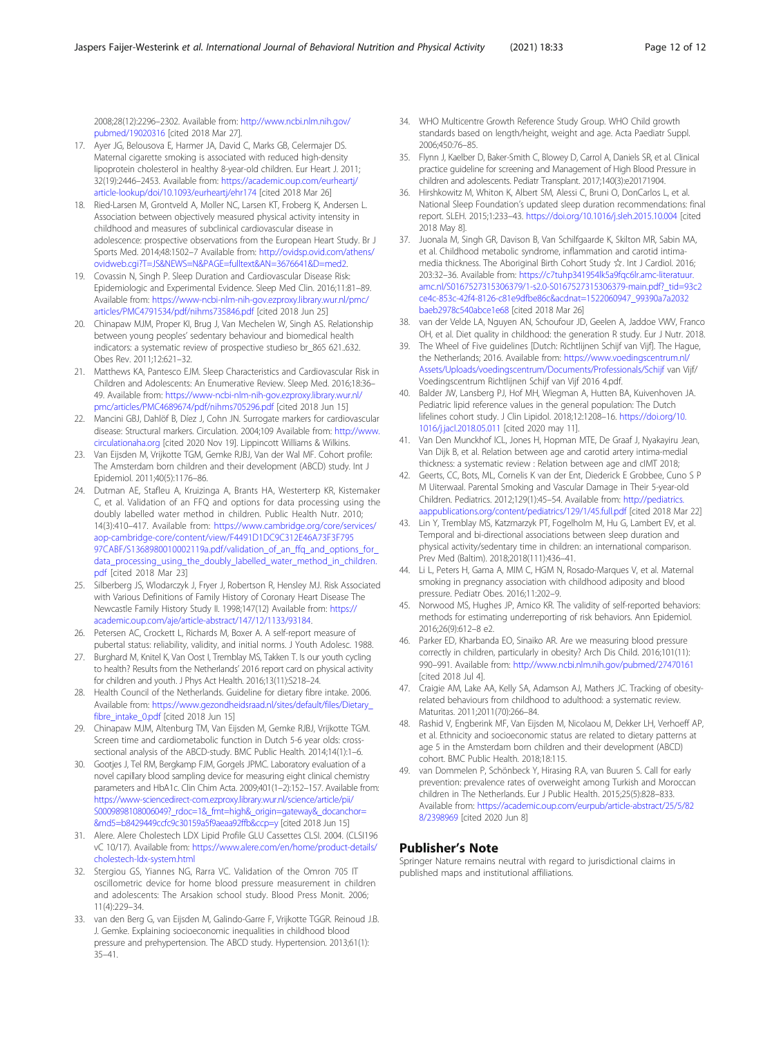2008;28(12):2296–2302. Available from: http://www.ncbi.nlm.nih.gov/pubmed/19020316 [cited 2018 Mar 27].

17. Ayer JG, Belousova E, Harmer JA, David C, Marks GB, Celermajer DS. Maternal cigarette smoking is associated with reduced high-density lipoprotein cholesterol in healthy 8-year-old children. Eur Heart J. 2011; 32(19):2446–2453. Available from: https://academic.oup.com/eurheartj/article-lookup/doi/10.1093/eurheartj/ehr174 [cited 2018 Mar 26]
18. Ried-Larsen M, Grontveld A, Moller NC, Larsen KT, Froberg K, Andersen L. Association between objectively measured physical activity intensity in childhood and measures of subclinical cardiovascular disease in adolescence: prospective observations from the European Heart Study. Br J Sports Med. 2014;48:1502–7 Available from: http://ovidsp.ovid.com/athens/ovidweb.cgi?T=JS&NEWS=N&PAGE=fulltext&AN=3676641&D=med2.
19. Covassin N, Singh P. Sleep Duration and Cardiovascular Disease Risk: Epidemiologic and Experimental Evidence. Sleep Med Clin. 2016;11:81–89. Available from: https://www-ncbi-nlm-nih-gov.ezproxy.library.wur.nl/pmc/articles/PMC4791534/pdf/nihms735846.pdf [cited 2018 Jun 25]
20. Chinapaw MJM, Proper KI, Brug J, Van Mechelen W, Singh AS. Relationship between young peoples' sedentary behaviour and biomedical health indicators: a systematic review of prospective studieso br_865 621..632. Obes Rev. 2011;12:621–32.
21. Matthews KA, Pantesco EJM. Sleep Characteristics and Cardiovascular Risk in Children and Adolescents: An Enumerative Review. Sleep Med. 2016;18:36–49. Available from: https://www-ncbi-nlm-nih-gov.ezproxy.library.wur.nl/pmc/articles/PMC4689674/pdf/nihms705296.pdf [cited 2018 Jun 15]
22. Mancini GBJ, Dahlöf B, Díez J, Cohn JN. Surrogate markers for cardiovascular disease: Structural markers. Circulation. 2004;109 Available from: http://www.circulationaha.org [cited 2020 Nov 19]. Lippincott Williams & Wilkins.
23. Van Eijsden M, Vrijkotte TGM, Gemke RJBJ, Van der Wal MF. Cohort profile: The Amsterdam born children and their development (ABCD) study. Int J Epidemiol. 2011;40(5):1176–86.
24. Dutman AE, Stafleu A, Kruizinga A, Brants HA, Westerterp KR, Kistemaker C, et al. Validation of an FFQ and options for data processing using the doubly labelled water method in children. Public Health Nutr. 2010; 14(3):410–417. Available from: https://www.cambridge.org/core/services/aop-cambridge-core/content/view/F4491D1DC9C312E46A73F3F795 97CABF/S1368980010002119a.pdf/validation_of_an_ffq_and_options_for_data_processing_using_the_doubly_labelled_water_method_in_children.pdf [cited 2018 Mar 23]
25. Silberberg JS, Wlodarczyk J, Fryer J, Robertson R, Hensley MJ. Risk Associated with Various Definitions of Family History of Coronary Heart Disease The Newcastle Family History Study II. 1998;147(12) Available from: https://academic.oup.com/aje/article-abstract/147/12/1133/93184.
26. Petersen AC, Crockett L, Richards M, Boxer A. A self-report measure of pubertal status: reliability, validity, and initial norms. J Youth Adolesc. 1988.
27. Burghard M, Knitel K, Van Oost I, Tremblay MS, Takken T. Is our youth cycling to health? Results from the Netherlands' 2016 report card on physical activity for children and youth. J Phys Act Health. 2016;13(11):S218–24.
28. Health Council of the Netherlands. Guideline for dietary fibre intake. 2006. Available from: https://www.gezondheidsraad.nl/sites/default/files/Dietary_fibre_intake_0.pdf [cited 2018 Jun 15]
29. Chinapaw MJM, Altenburg TM, Van Eijsden M, Gemke RJBJ, Vrijkotte TGM. Screen time and cardiometabolic function in Dutch 5-6 year olds: cross-sectional analysis of the ABCD-study. BMC Public Health. 2014;14(1):1–6.
30. Gootjes J, Tel RM, Bergkamp FJM, Gorgels JPMC. Laboratory evaluation of a novel capillary blood sampling device for measuring eight clinical chemistry parameters and HbA1c. Clin Chim Acta. 2009;401(1–2):152–157. Available from: https://www-sciencedirect-com.ezproxy.library.wur.nl/science/article/pii/S0009898108006049?_rdoc=1&_fmt=high&_origin=gateway&_docanchor=&md5=b8429449ccfc9c30159a5f9aeaa92ffb&ccp=y [cited 2018 Jun 15]
31. Alere. Alere Cholestech LDX Lipid Profile GLU Cassettes CLSI. 2004. (CLSI196 vC 10/17). Available from: https://www.alere.com/en/home/product-details/cholestech-ldx-system.html
32. Stergiou GS, Yiannes NG, Rarra VC. Validation of the Omron 705 IT oscillometric device for home blood pressure measurement in children and adolescents: The Arsakion school study. Blood Press Monit. 2006; 11(4):229–34.
33. van den Berg G, van Eijsden M, Galindo-Garre F, Vrijkotte TGGR. Reinoud J.B. J. Gemke. Explaining socioeconomic inequalities in childhood blood pressure and prehypertension. The ABCD study. Hypertension. 2013;61(1): 35–41.
34. WHO Multicentre Growth Reference Study Group. WHO Child growth standards based on length/height, weight and age. Acta Paediatr Suppl. 2006;450:76–85.
35. Flynn J, Kaelber D, Baker-Smith C, Blowey D, Carrol A, Daniels SR, et al. Clinical practice guideline for screening and Management of High Blood Pressure in children and adolescents. Pediatr Transplant. 2017;140(3):e20171904.
36. Hirshkowitz M, Whiton K, Albert SM, Alessi C, Bruni O, DonCarlos L, et al. National Sleep Foundation's updated sleep duration recommendations: final report. SLEH. 2015;1:233–43. https://doi.org/10.1016/j.sleh.2015.10.004 [cited 2018 May 8].
37. Juonala M, Singh GR, Davison B, Van Schilfgaarde K, Skilton MR, Sabin MA, et al. Childhood metabolic syndrome, inflammation and carotid intima-media thickness. The Aboriginal Birth Cohort Study ☆. Int J Cardiol. 2016; 203:32–36. Available from: https://c7tuhp341954lk5a9fqc6lr.amc-literatuur.amc.nl/S0167527315306379/1-s2.0-S0167527315306379-main.pdf?_tid=93c2ce4c-853c-42f4-8126-c81e9dfbe86c&acdnat=1522060947_99390a7a2032baeb2978c540abce1e68 [cited 2018 Mar 26]
38. van der Velde LA, Nguyen AN, Schoufour JD, Geelen A, Jaddoe VWV, Franco OH, et al. Diet quality in childhood: the generation R study. Eur J Nutr. 2018.
39. The Wheel of Five guidelines [Dutch: Richtlijnen Schijf van Vijf]. The Hague, the Netherlands; 2016. Available from: https://www.voedingscentrum.nl/Assets/Uploads/voedingscentrum/Documents/Professionals/Schijf van Vijf/Voedingscentrum Richtlijnen Schijf van Vijf 2016 4.pdf.
40. Balder JW, Lansberg PJ, Hof MH, Wiegman A, Hutten BA, Kuivenhoven JA. Pediatric lipid reference values in the general population: The Dutch lifelines cohort study. J Clin Lipidol. 2018;12:1208–16. https://doi.org/10.1016/j.jacl.2018.05.011 [cited 2020 may 11].
41. Van Den Munckhof ICL, Jones H, Hopman MTE, De Graaf J, Nyakayiru Jean, Van Dijk B, et al. Relation between age and carotid artery intima-medial thickness: a systematic review : Relation between age and cIMT 2018;
42. Geerts, CC, Bots, ML, Cornelis K van der Ent, Diederick E Grobbee, Cuno S P M Uiterwaal. Parental Smoking and Vascular Damage in Their 5-year-old Children. Pediatrics. 2012;129(1):45–54. Available from: http://pediatrics.aappublications.org/content/pediatrics/129/1/45.full.pdf [cited 2018 Mar 22]
43. Lin Y, Tremblay MS, Katzmarzyk PT, Fogelholm M, Hu G, Lambert EV, et al. Temporal and bi-directional associations between sleep duration and physical activity/sedentary time in children: an international comparison. Prev Med (Baltim). 2018;2018(111):436–41.
44. Li L, Peters H, Gama A, MIM C, HGM N, Rosado-Marques V, et al. Maternal smoking in pregnancy association with childhood adiposity and blood pressure. Pediatr Obes. 2016;11:202–9.
45. Norwood MS, Hughes JP, Amico KR. The validity of self-reported behaviors: methods for estimating underreporting of risk behaviors. Ann Epidemiol. 2016;26(9):612–8 e2.
46. Parker ED, Kharbanda EO, Sinaiko AR. Are we measuring blood pressure correctly in children, particularly in obesity? Arch Dis Child. 2016;101(11): 990–991. Available from: http://www.ncbi.nlm.nih.gov/pubmed/27470161 [cited 2018 Jul 4].
47. Craigie AM, Lake AA, Kelly SA, Adamson AJ, Mathers JC. Tracking of obesity-related behaviours from childhood to adulthood: a systematic review. Maturitas. 2011;2011(70):266–84.
48. Rashid V, Engberink MF, Van Eijsden M, Nicolaou M, Dekker LH, Verhoeff AP, et al. Ethnicity and socioeconomic status are related to dietary patterns at age 5 in the Amsterdam born children and their development (ABCD) cohort. BMC Public Health. 2018;18:115.
49. van Dommelen P, Schönbeck Y, Hirasing RA, van Buuren S. Call for early prevention: prevalence rates of overweight among Turkish and Moroccan children in The Netherlands. Eur J Public Health. 2015;25(5):828–833. Available from: https://academic.oup.com/eurpub/article-abstract/25/5/828/2398969 [cited 2020 Jun 8]

## Publisher's Note

Springer Nature remains neutral with regard to jurisdictional claims in published maps and institutional affiliations.